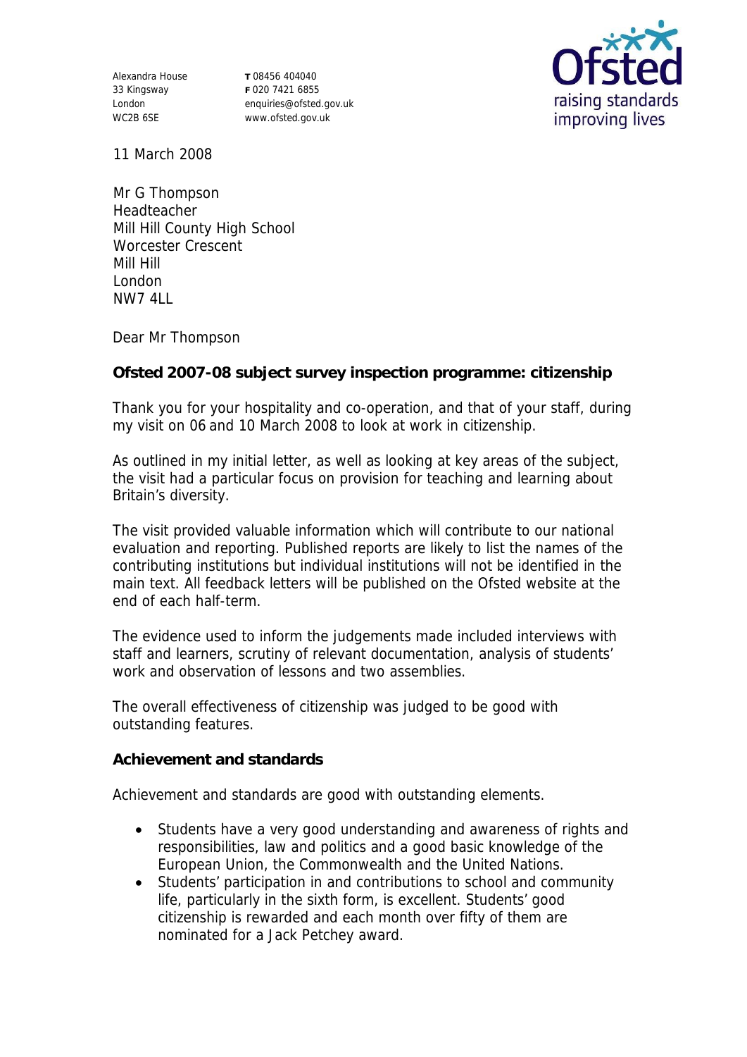Alexandra House
33 Kingsway
London
WC2B 6SE

**T** 08456 404040
**F** 020 7421 6855
enquiries@ofsted.gov.uk
www.ofsted.gov.uk

Ofsted
raising standards
improving lives

11 March 2008

Mr G Thompson
Headteacher
Mill Hill County High School
Worcester Crescent
Mill Hill
London
NW7 4LL

Dear Mr Thompson

**Ofsted 2007-08 subject survey inspection programme: citizenship**

Thank you for your hospitality and co-operation, and that of your staff, during my visit on 06 and 10 March 2008 to look at work in citizenship.

As outlined in my initial letter, as well as looking at key areas of the subject, the visit had a particular focus on provision for teaching and learning about Britain's diversity.

The visit provided valuable information which will contribute to our national evaluation and reporting. Published reports are likely to list the names of the contributing institutions but individual institutions will not be identified in the main text. All feedback letters will be published on the Ofsted website at the end of each half-term.

The evidence used to inform the judgements made included interviews with staff and learners, scrutiny of relevant documentation, analysis of students' work and observation of lessons and two assemblies.

The overall effectiveness of citizenship was judged to be good with outstanding features.

**Achievement and standards**

Achievement and standards are good with outstanding elements.

- Students have a very good understanding and awareness of rights and responsibilities, law and politics and a good basic knowledge of the European Union, the Commonwealth and the United Nations.
- Students' participation in and contributions to school and community life, particularly in the sixth form, is excellent. Students' good citizenship is rewarded and each month over fifty of them are nominated for a Jack Petchey award.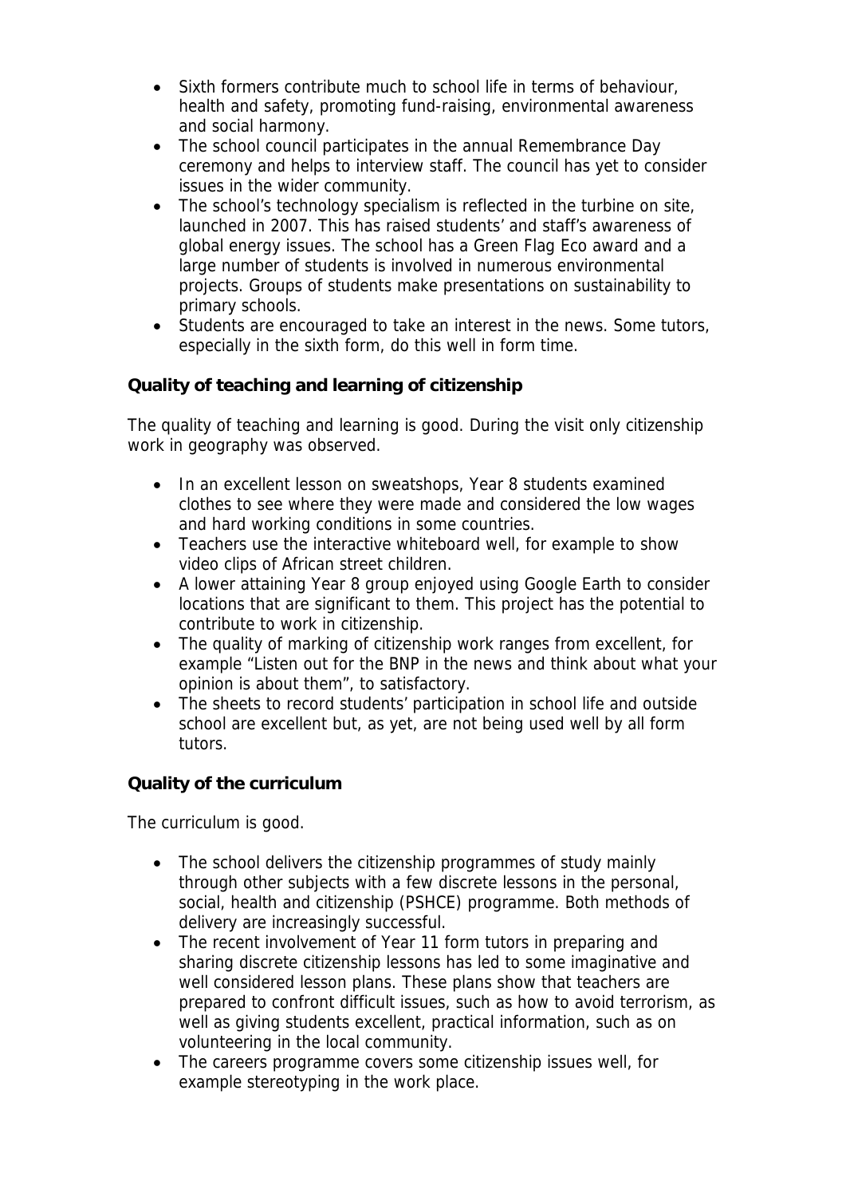- Sixth formers contribute much to school life in terms of behaviour, health and safety, promoting fund-raising, environmental awareness and social harmony.
- The school council participates in the annual Remembrance Day ceremony and helps to interview staff. The council has yet to consider issues in the wider community.
- The school's technology specialism is reflected in the turbine on site, launched in 2007. This has raised students' and staff's awareness of global energy issues. The school has a Green Flag Eco award and a large number of students is involved in numerous environmental projects. Groups of students make presentations on sustainability to primary schools.
- Students are encouraged to take an interest in the news. Some tutors, especially in the sixth form, do this well in form time.

**Quality of teaching and learning of citizenship**

The quality of teaching and learning is good. During the visit only citizenship work in geography was observed.

- In an excellent lesson on sweatshops, Year 8 students examined clothes to see where they were made and considered the low wages and hard working conditions in some countries.
- Teachers use the interactive whiteboard well, for example to show video clips of African street children.
- A lower attaining Year 8 group enjoyed using Google Earth to consider locations that are significant to them. This project has the potential to contribute to work in citizenship.
- The quality of marking of citizenship work ranges from excellent, for example "Listen out for the BNP in the news and think about what your opinion is about them", to satisfactory.
- The sheets to record students' participation in school life and outside school are excellent but, as yet, are not being used well by all form tutors.

**Quality of the curriculum**

The curriculum is good.

- The school delivers the citizenship programmes of study mainly through other subjects with a few discrete lessons in the personal, social, health and citizenship (PSHCE) programme. Both methods of delivery are increasingly successful.
- The recent involvement of Year 11 form tutors in preparing and sharing discrete citizenship lessons has led to some imaginative and well considered lesson plans. These plans show that teachers are prepared to confront difficult issues, such as how to avoid terrorism, as well as giving students excellent, practical information, such as on volunteering in the local community.
- The careers programme covers some citizenship issues well, for example stereotyping in the work place.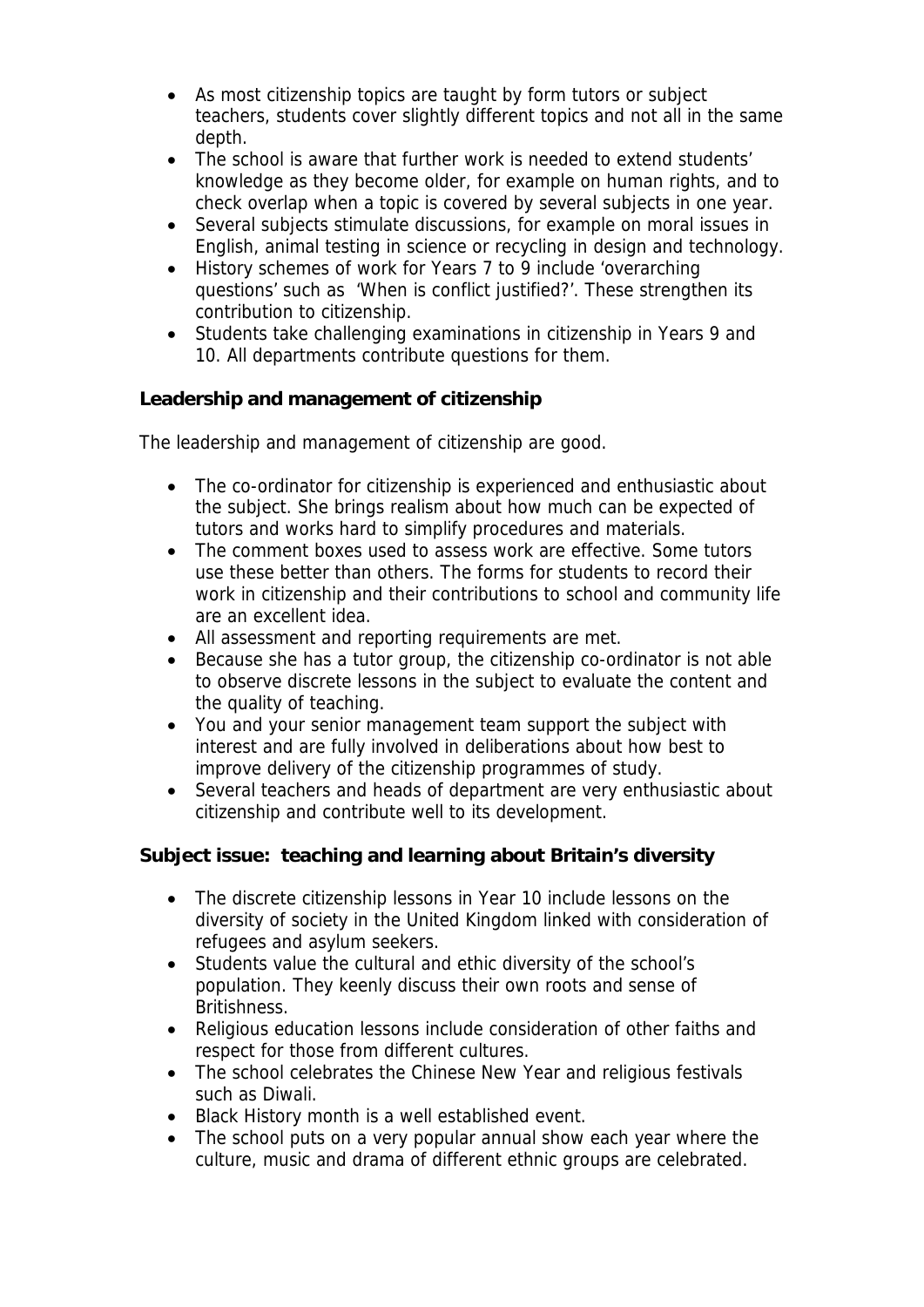- As most citizenship topics are taught by form tutors or subject teachers, students cover slightly different topics and not all in the same depth.
- The school is aware that further work is needed to extend students' knowledge as they become older, for example on human rights, and to check overlap when a topic is covered by several subjects in one year.
- Several subjects stimulate discussions, for example on moral issues in English, animal testing in science or recycling in design and technology.
- History schemes of work for Years 7 to 9 include 'overarching questions' such as 'When is conflict justified?'. These strengthen its contribution to citizenship.
- Students take challenging examinations in citizenship in Years 9 and 10. All departments contribute questions for them.

**Leadership and management of citizenship**

The leadership and management of citizenship are good.

- The co-ordinator for citizenship is experienced and enthusiastic about the subject. She brings realism about how much can be expected of tutors and works hard to simplify procedures and materials.
- The comment boxes used to assess work are effective. Some tutors use these better than others. The forms for students to record their work in citizenship and their contributions to school and community life are an excellent idea.
- All assessment and reporting requirements are met.
- Because she has a tutor group, the citizenship co-ordinator is not able to observe discrete lessons in the subject to evaluate the content and the quality of teaching.
- You and your senior management team support the subject with interest and are fully involved in deliberations about how best to improve delivery of the citizenship programmes of study.
- Several teachers and heads of department are very enthusiastic about citizenship and contribute well to its development.

**Subject issue: teaching and learning about Britain's diversity**

- The discrete citizenship lessons in Year 10 include lessons on the diversity of society in the United Kingdom linked with consideration of refugees and asylum seekers.
- Students value the cultural and ethic diversity of the school's population. They keenly discuss their own roots and sense of Britishness.
- Religious education lessons include consideration of other faiths and respect for those from different cultures.
- The school celebrates the Chinese New Year and religious festivals such as Diwali.
- Black History month is a well established event.
- The school puts on a very popular annual show each year where the culture, music and drama of different ethnic groups are celebrated.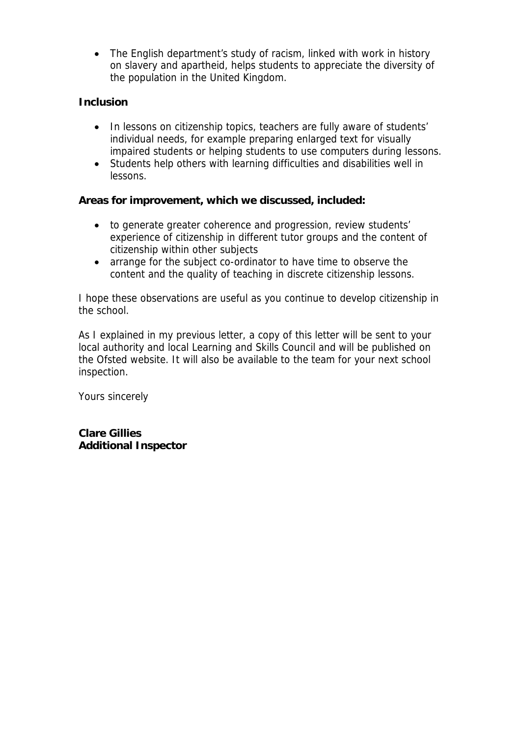- The English department's study of racism, linked with work in history on slavery and apartheid, helps students to appreciate the diversity of the population in the United Kingdom.

**Inclusion**

- In lessons on citizenship topics, teachers are fully aware of students' individual needs, for example preparing enlarged text for visually impaired students or helping students to use computers during lessons.
- Students help others with learning difficulties and disabilities well in lessons.

**Areas for improvement, which we discussed, included:**

- to generate greater coherence and progression, review students' experience of citizenship in different tutor groups and the content of citizenship within other subjects
- arrange for the subject co-ordinator to have time to observe the content and the quality of teaching in discrete citizenship lessons.

I hope these observations are useful as you continue to develop citizenship in the school.

As I explained in my previous letter, a copy of this letter will be sent to your local authority and local Learning and Skills Council and will be published on the Ofsted website. It will also be available to the team for your next school inspection.

Yours sincerely

**Clare Gillies**
**Additional Inspector**